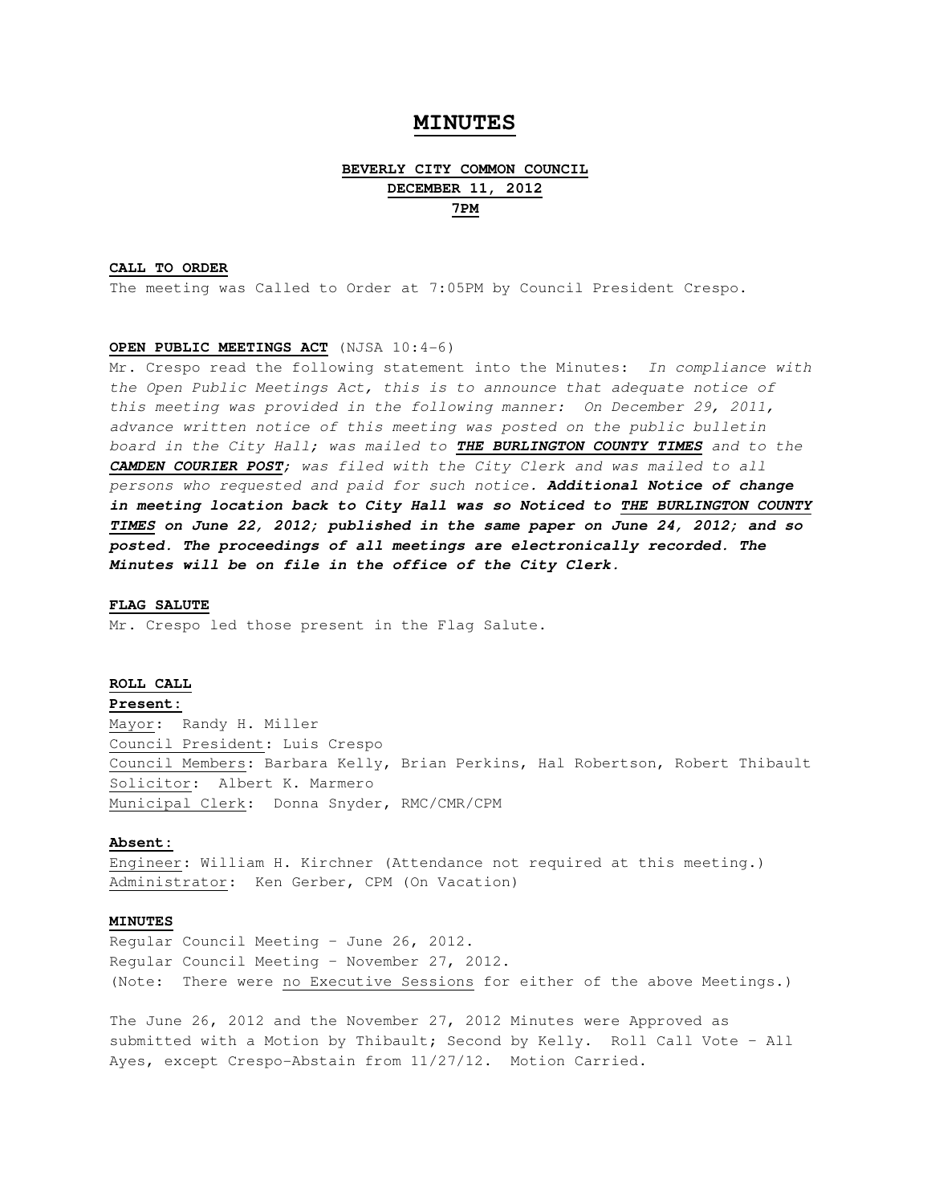# MINUTES

## BEVERLY CITY COMMON COUNCIL
## DECEMBER 11, 2012
## 7PM

**CALL TO ORDER**

The meeting was Called to Order at 7:05PM by Council President Crespo.

**OPEN PUBLIC MEETINGS ACT** (NJSA 10:4-6)

Mr. Crespo read the following statement into the Minutes: *In compliance with the Open Public Meetings Act, this is to announce that adequate notice of this meeting was provided in the following manner: On December 29, 2011, advance written notice of this meeting was posted on the public bulletin board in the City Hall; was mailed to **THE BURLINGTON COUNTY TIMES** and to the **CAMDEN COURIER POST**; was filed with the City Clerk and was mailed to all persons who requested and paid for such notice. **Additional Notice of change in meeting location back to City Hall was so Noticed to THE BURLINGTON COUNTY TIMES on June 22, 2012; published in the same paper on June 24, 2012; and so posted. The proceedings of all meetings are electronically recorded. The Minutes will be on file in the office of the City Clerk.***

**FLAG SALUTE**

Mr. Crespo led those present in the Flag Salute.

**ROLL CALL**

**Present:**

Mayor: Randy H. Miller
Council President: Luis Crespo
Council Members: Barbara Kelly, Brian Perkins, Hal Robertson, Robert Thibault
Solicitor: Albert K. Marmero
Municipal Clerk: Donna Snyder, RMC/CMR/CPM

**Absent:**

Engineer: William H. Kirchner (Attendance not required at this meeting.)
Administrator: Ken Gerber, CPM (On Vacation)

**MINUTES**

Regular Council Meeting – June 26, 2012.
Regular Council Meeting – November 27, 2012.
(Note: There were no Executive Sessions for either of the above Meetings.)

The June 26, 2012 and the November 27, 2012 Minutes were Approved as submitted with a Motion by Thibault; Second by Kelly. Roll Call Vote – All Ayes, except Crespo-Abstain from 11/27/12. Motion Carried.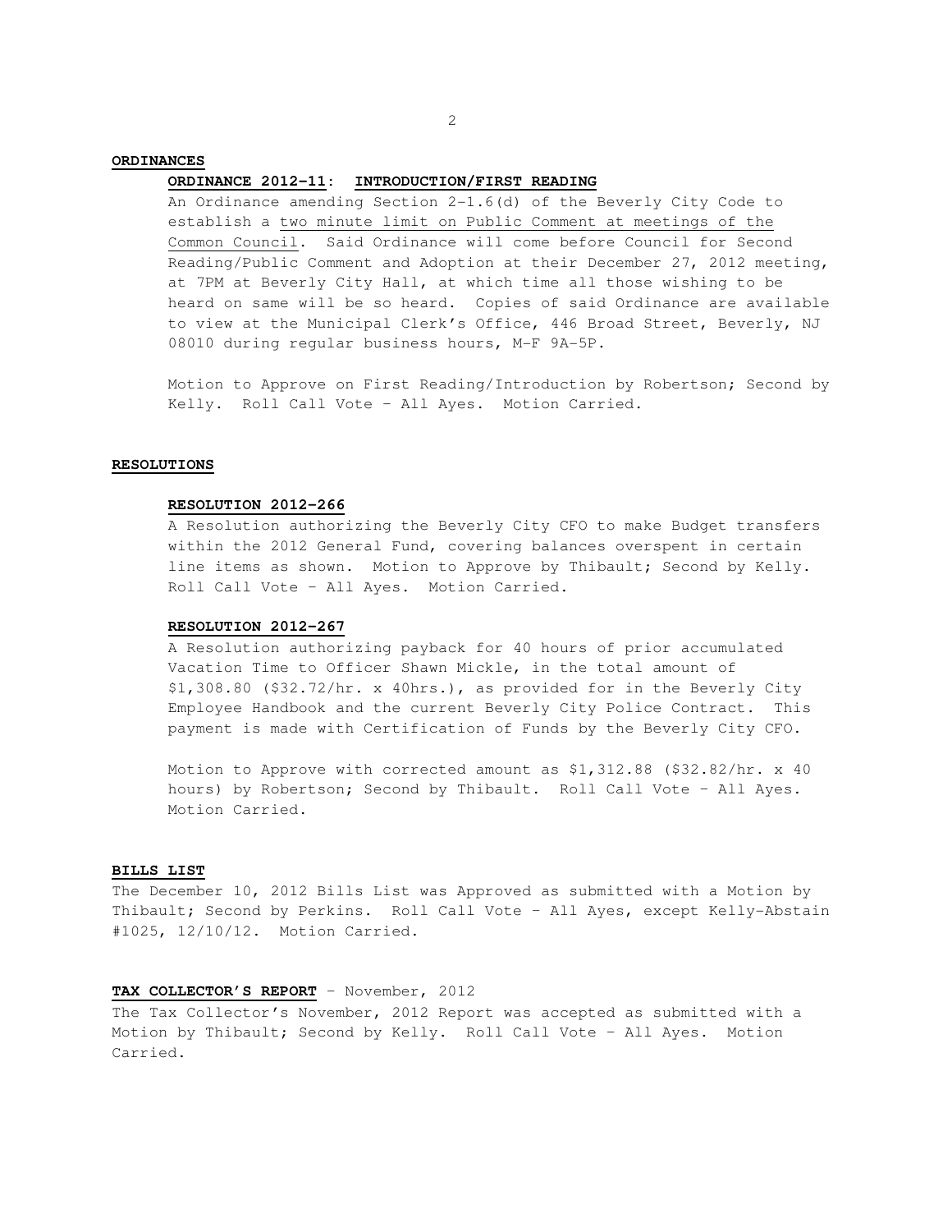**ORDINANCES**

**ORDINANCE 2012-11: INTRODUCTION/FIRST READING**

An Ordinance amending Section 2-1.6(d) of the Beverly City Code to establish a two minute limit on Public Comment at meetings of the Common Council. Said Ordinance will come before Council for Second Reading/Public Comment and Adoption at their December 27, 2012 meeting, at 7PM at Beverly City Hall, at which time all those wishing to be heard on same will be so heard. Copies of said Ordinance are available to view at the Municipal Clerk's Office, 446 Broad Street, Beverly, NJ 08010 during regular business hours, M-F 9A-5P.

Motion to Approve on First Reading/Introduction by Robertson; Second by Kelly. Roll Call Vote – All Ayes. Motion Carried.

**RESOLUTIONS**

**RESOLUTION 2012-266**

A Resolution authorizing the Beverly City CFO to make Budget transfers within the 2012 General Fund, covering balances overspent in certain line items as shown. Motion to Approve by Thibault; Second by Kelly. Roll Call Vote – All Ayes. Motion Carried.

**RESOLUTION 2012-267**

A Resolution authorizing payback for 40 hours of prior accumulated Vacation Time to Officer Shawn Mickle, in the total amount of $1,308.80 ($32.72/hr. x 40hrs.), as provided for in the Beverly City Employee Handbook and the current Beverly City Police Contract. This payment is made with Certification of Funds by the Beverly City CFO.

Motion to Approve with corrected amount as $1,312.88 ($32.82/hr. x 40 hours) by Robertson; Second by Thibault. Roll Call Vote – All Ayes. Motion Carried.

**BILLS LIST**

The December 10, 2012 Bills List was Approved as submitted with a Motion by Thibault; Second by Perkins. Roll Call Vote – All Ayes, except Kelly-Abstain #1025, 12/10/12. Motion Carried.

**TAX COLLECTOR'S REPORT** – November, 2012

The Tax Collector's November, 2012 Report was accepted as submitted with a Motion by Thibault; Second by Kelly. Roll Call Vote – All Ayes. Motion Carried.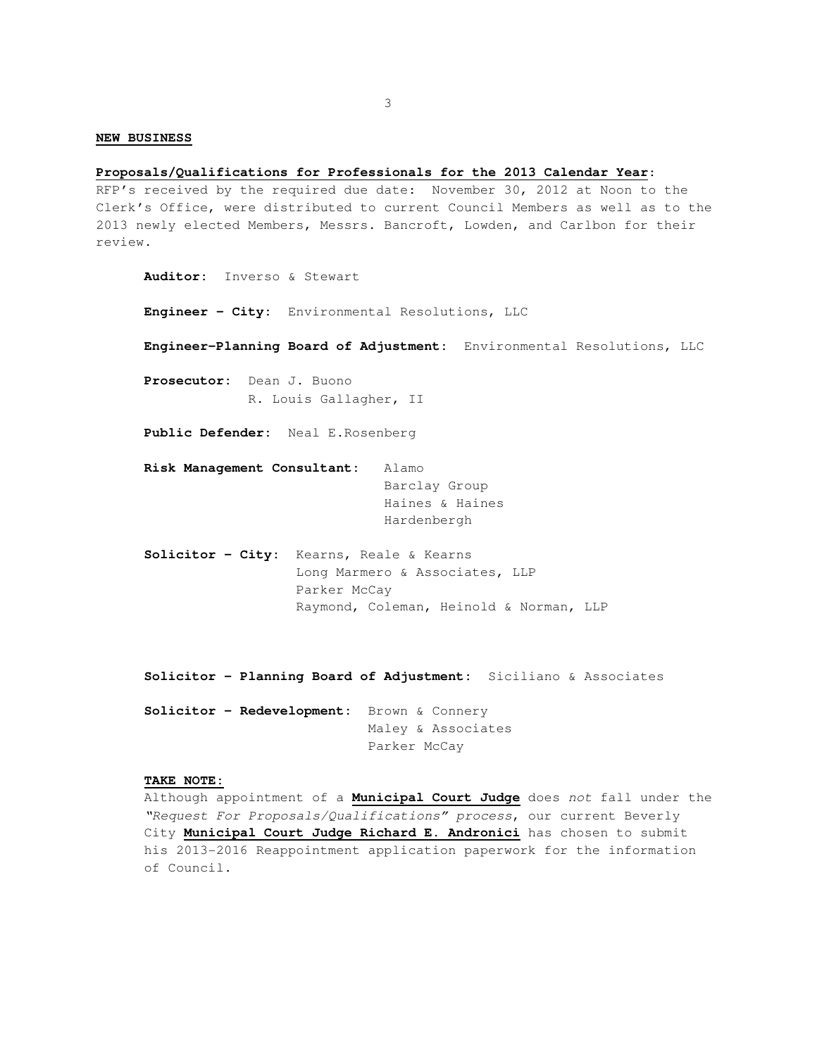**NEW BUSINESS**

**Proposals/Qualifications for Professionals for the 2013 Calendar Year:**
RFP's received by the required due date: November 30, 2012 at Noon to the Clerk's Office, were distributed to current Council Members as well as to the 2013 newly elected Members, Messrs. Bancroft, Lowden, and Carlbon for their review.

**Auditor:** Inverso & Stewart

**Engineer – City:** Environmental Resolutions, LLC

**Engineer–Planning Board of Adjustment:** Environmental Resolutions, LLC

**Prosecutor:** Dean J. Buono
R. Louis Gallagher, II

**Public Defender:** Neal E.Rosenberg

**Risk Management Consultant:** Alamo
Barclay Group
Haines & Haines
Hardenbergh

**Solicitor – City:** Kearns, Reale & Kearns
Long Marmero & Associates, LLP
Parker McCay
Raymond, Coleman, Heinold & Norman, LLP

**Solicitor – Planning Board of Adjustment:** Siciliano & Associates

**Solicitor – Redevelopment:** Brown & Connery
Maley & Associates
Parker McCay

**TAKE NOTE:**
Although appointment of a **Municipal Court Judge** does *not* fall under the *"Request For Proposals/Qualifications" process*, our current Beverly City **Municipal Court Judge Richard E. Andronici** has chosen to submit his 2013-2016 Reappointment application paperwork for the information of Council.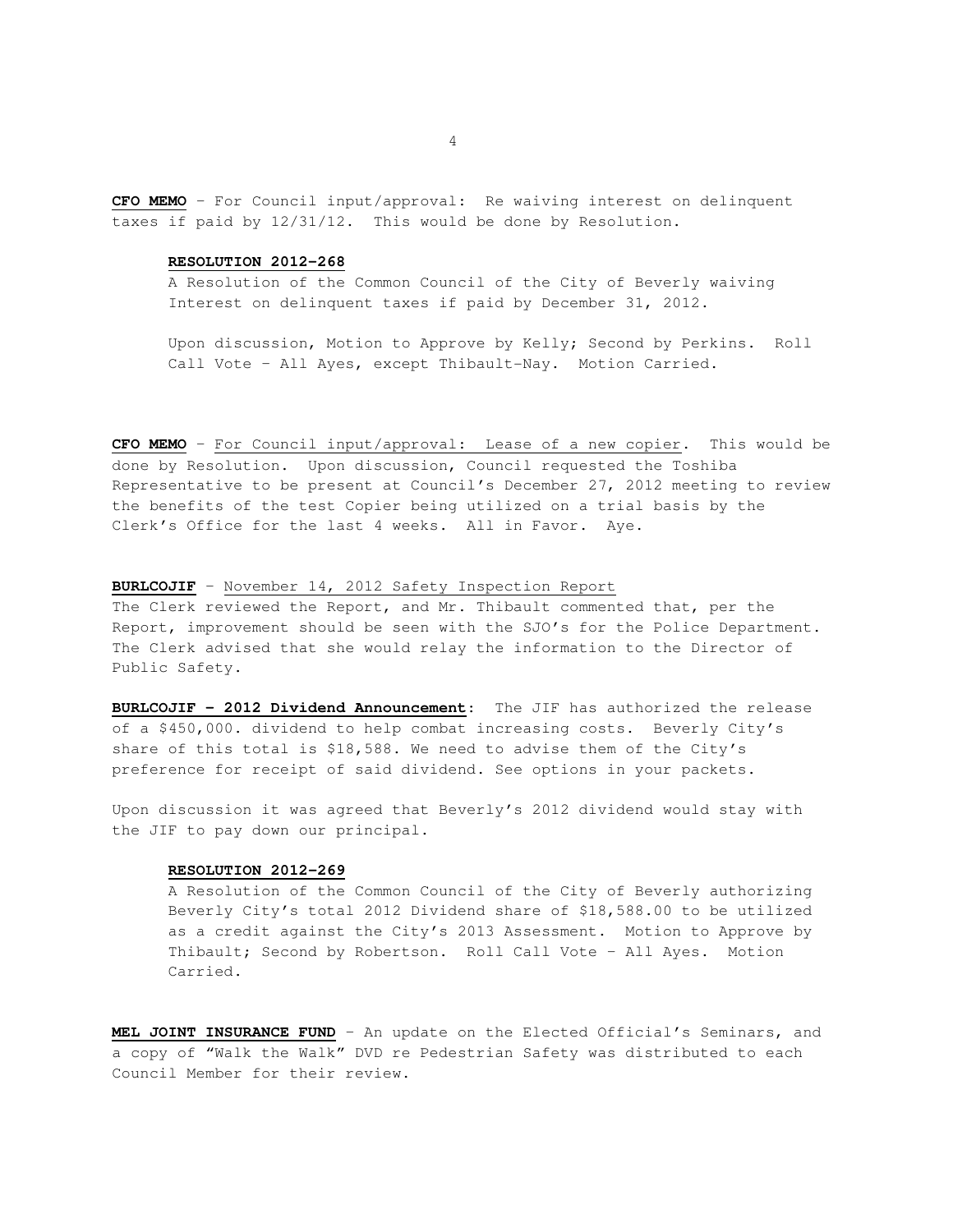**CFO MEMO** – For Council input/approval: Re waiving interest on delinquent taxes if paid by 12/31/12. This would be done by Resolution.

> **RESOLUTION 2012-268**
>
> A Resolution of the Common Council of the City of Beverly waiving Interest on delinquent taxes if paid by December 31, 2012.
>
> Upon discussion, Motion to Approve by Kelly; Second by Perkins. Roll Call Vote – All Ayes, except Thibault-Nay. Motion Carried.

**CFO MEMO** – For Council input/approval: Lease of a new copier. This would be done by Resolution. Upon discussion, Council requested the Toshiba Representative to be present at Council's December 27, 2012 meeting to review the benefits of the test Copier being utilized on a trial basis by the Clerk's Office for the last 4 weeks. All in Favor. Aye.

**BURLCOJIF** – November 14, 2012 Safety Inspection Report

The Clerk reviewed the Report, and Mr. Thibault commented that, per the Report, improvement should be seen with the SJO's for the Police Department. The Clerk advised that she would relay the information to the Director of Public Safety.

**BURLCOJIF – 2012 Dividend Announcement**: The JIF has authorized the release of a $450,000. dividend to help combat increasing costs. Beverly City's share of this total is $18,588. We need to advise them of the City's preference for receipt of said dividend. See options in your packets.

Upon discussion it was agreed that Beverly's 2012 dividend would stay with the JIF to pay down our principal.

> **RESOLUTION 2012-269**
>
> A Resolution of the Common Council of the City of Beverly authorizing Beverly City's total 2012 Dividend share of $18,588.00 to be utilized as a credit against the City's 2013 Assessment. Motion to Approve by Thibault; Second by Robertson. Roll Call Vote – All Ayes. Motion Carried.

**MEL JOINT INSURANCE FUND** – An update on the Elected Official's Seminars, and a copy of "Walk the Walk" DVD re Pedestrian Safety was distributed to each Council Member for their review.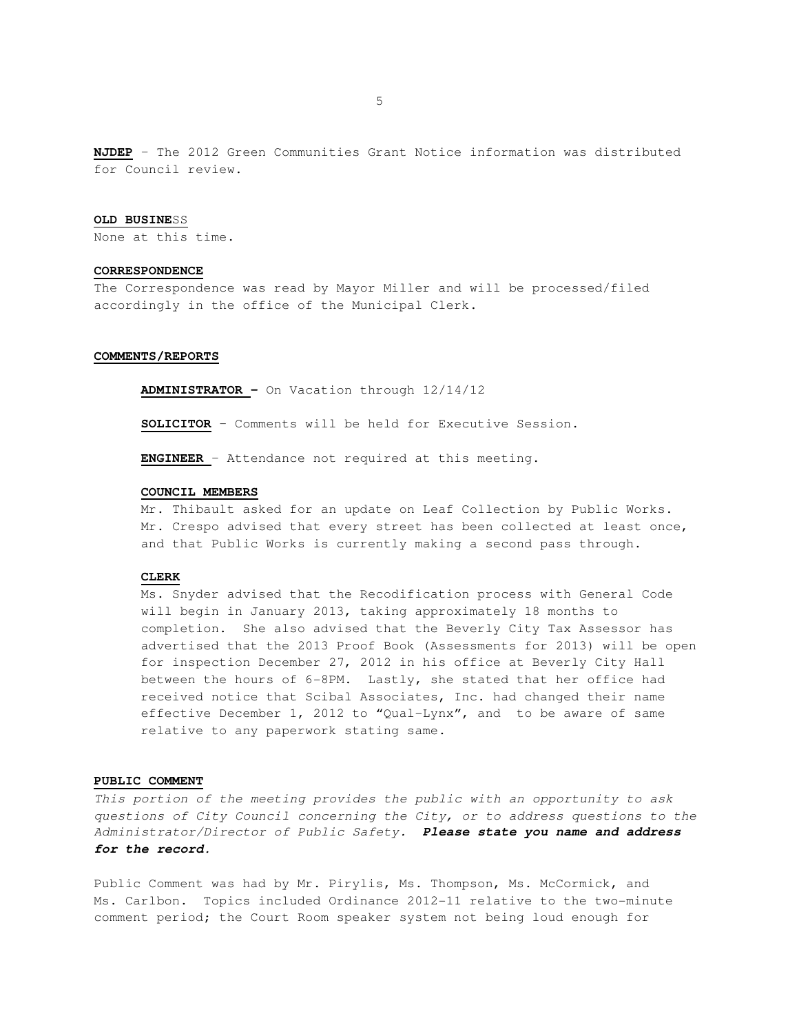**NJDEP** – The 2012 Green Communities Grant Notice information was distributed for Council review.

**OLD BUSINESS**
None at this time.

**CORRESPONDENCE**
The Correspondence was read by Mayor Miller and will be processed/filed accordingly in the office of the Municipal Clerk.

**COMMENTS/REPORTS**

**ADMINISTRATOR –** On Vacation through 12/14/12

**SOLICITOR** – Comments will be held for Executive Session.

**ENGINEER** – Attendance not required at this meeting.

**COUNCIL MEMBERS**
Mr. Thibault asked for an update on Leaf Collection by Public Works. Mr. Crespo advised that every street has been collected at least once, and that Public Works is currently making a second pass through.

**CLERK**
Ms. Snyder advised that the Recodification process with General Code will begin in January 2013, taking approximately 18 months to completion. She also advised that the Beverly City Tax Assessor has advertised that the 2013 Proof Book (Assessments for 2013) will be open for inspection December 27, 2012 in his office at Beverly City Hall between the hours of 6-8PM. Lastly, she stated that her office had received notice that Scibal Associates, Inc. had changed their name effective December 1, 2012 to "Qual-Lynx", and to be aware of same relative to any paperwork stating same.

**PUBLIC COMMENT**
*This portion of the meeting provides the public with an opportunity to ask questions of City Council concerning the City, or to address questions to the Administrator/Director of Public Safety.* ***Please state you name and address for the record.***

Public Comment was had by Mr. Pirylis, Ms. Thompson, Ms. McCormick, and Ms. Carlbon. Topics included Ordinance 2012-11 relative to the two-minute comment period; the Court Room speaker system not being loud enough for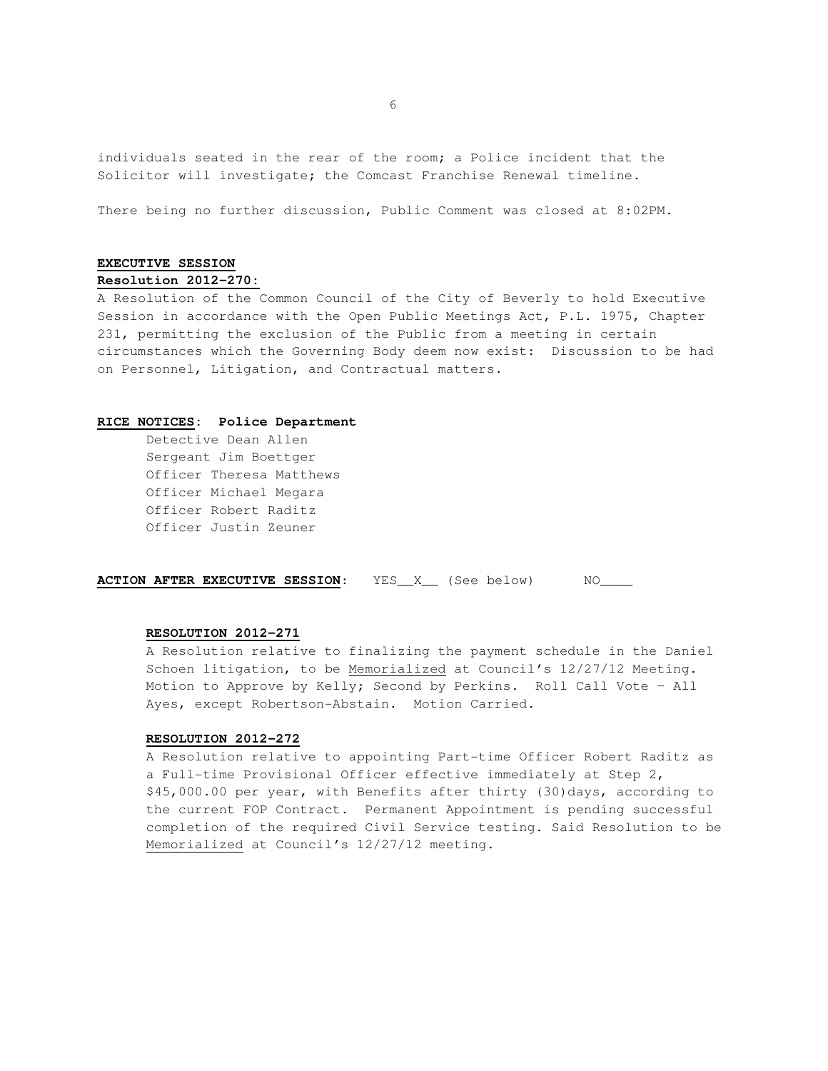individuals seated in the rear of the room; a Police incident that the Solicitor will investigate; the Comcast Franchise Renewal timeline.

There being no further discussion, Public Comment was closed at 8:02PM.

**EXECUTIVE SESSION**

**Resolution 2012-270:**

A Resolution of the Common Council of the City of Beverly to hold Executive Session in accordance with the Open Public Meetings Act, P.L. 1975, Chapter 231, permitting the exclusion of the Public from a meeting in certain circumstances which the Governing Body deem now exist: Discussion to be had on Personnel, Litigation, and Contractual matters.

**RICE NOTICES: Police Department**

Detective Dean Allen
Sergeant Jim Boettger
Officer Theresa Matthews
Officer Michael Megara
Officer Robert Raditz
Officer Justin Zeuner

**ACTION AFTER EXECUTIVE SESSION:** YES__X__ (See below) NO____

**RESOLUTION 2012-271**

A Resolution relative to finalizing the payment schedule in the Daniel Schoen litigation, to be Memorialized at Council's 12/27/12 Meeting. Motion to Approve by Kelly; Second by Perkins. Roll Call Vote – All Ayes, except Robertson-Abstain. Motion Carried.

**RESOLUTION 2012-272**

A Resolution relative to appointing Part-time Officer Robert Raditz as a Full-time Provisional Officer effective immediately at Step 2, $45,000.00 per year, with Benefits after thirty (30)days, according to the current FOP Contract. Permanent Appointment is pending successful completion of the required Civil Service testing. Said Resolution to be Memorialized at Council's 12/27/12 meeting.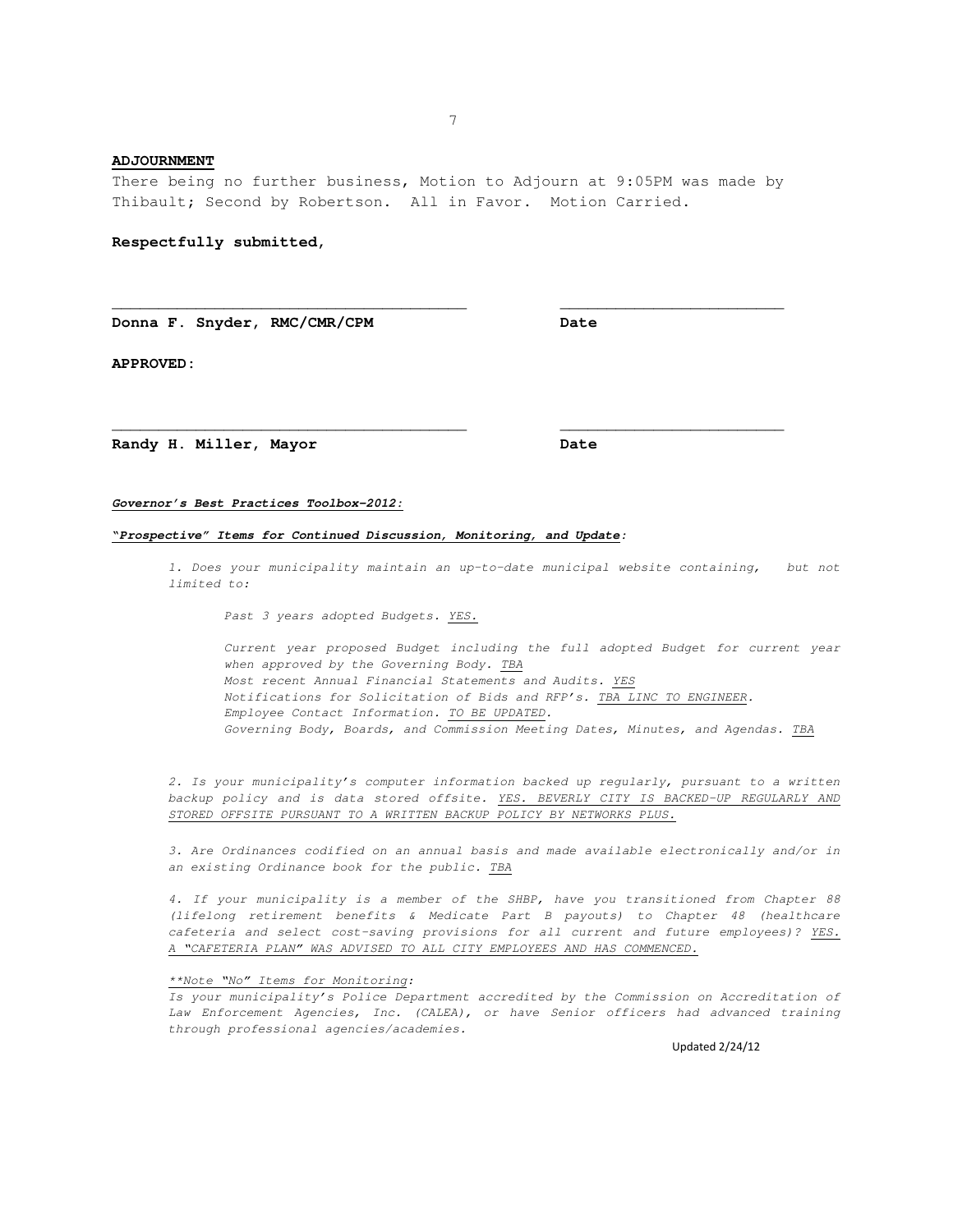**ADJOURNMENT**

There being no further business, Motion to Adjourn at 9:05PM was made by Thibault; Second by Robertson. All in Favor. Motion Carried.

**Respectfully submitted,**

_______________________________________ ________________________

**Donna F. Snyder, RMC/CMR/CPM** **Date**

**APPROVED:**

_______________________________________ ________________________

**Randy H. Miller, Mayor** **Date**

***Governor's Best Practices Toolbox—2012:***

***"Prospective" Items for Continued Discussion, Monitoring, and Update:***

*1. Does your municipality maintain an up-to-date municipal website containing, but not limited to:*

*Past 3 years adopted Budgets. YES.*

*Current year proposed Budget including the full adopted Budget for current year when approved by the Governing Body. TBA*
*Most recent Annual Financial Statements and Audits. YES*
*Notifications for Solicitation of Bids and RFP's. TBA LINC TO ENGINEER.*
*Employee Contact Information. TO BE UPDATED.*
*Governing Body, Boards, and Commission Meeting Dates, Minutes, and Agendas. TBA*

*2. Is your municipality's computer information backed up regularly, pursuant to a written backup policy and is data stored offsite. YES. BEVERLY CITY IS BACKED-UP REGULARLY AND STORED OFFSITE PURSUANT TO A WRITTEN BACKUP POLICY BY NETWORKS PLUS.*

*3. Are Ordinances codified on an annual basis and made available electronically and/or in an existing Ordinance book for the public. TBA*

*4. If your municipality is a member of the SHBP, have you transitioned from Chapter 88 (lifelong retirement benefits & Medicate Part B payouts) to Chapter 48 (healthcare cafeteria and select cost-saving provisions for all current and future employees)? YES. A "CAFETERIA PLAN" WAS ADVISED TO ALL CITY EMPLOYEES AND HAS COMMENCED.*

*\*\*Note "No" Items for Monitoring:*
*Is your municipality's Police Department accredited by the Commission on Accreditation of Law Enforcement Agencies, Inc. (CALEA), or have Senior officers had advanced training through professional agencies/academies.*

Updated 2/24/12